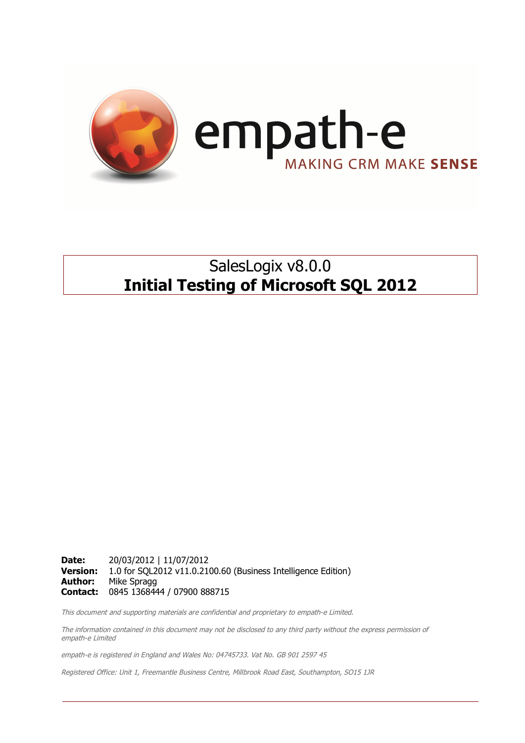empath-e

MAKING CRM MAKE **SENSE**

# SalesLogix v8.0.0
# **Initial Testing of Microsoft SQL 2012**

**Date:** 20/03/2012 | 11/07/2012
**Version:** 1.0 for SQL2012 v11.0.2100.60 (Business Intelligence Edition)
**Author:** Mike Spragg
**Contact:** 0845 1368444 / 07900 888715

*This document and supporting materials are confidential and proprietary to empath-e Limited.*

*The information contained in this document may not be disclosed to any third party without the express permission of empath-e Limited*

*empath-e is registered in England and Wales No: 04745733. Vat No. GB 901 2597 45*

*Registered Office: Unit 1, Freemantle Business Centre, Millbrook Road East, Southampton, SO15 1JR*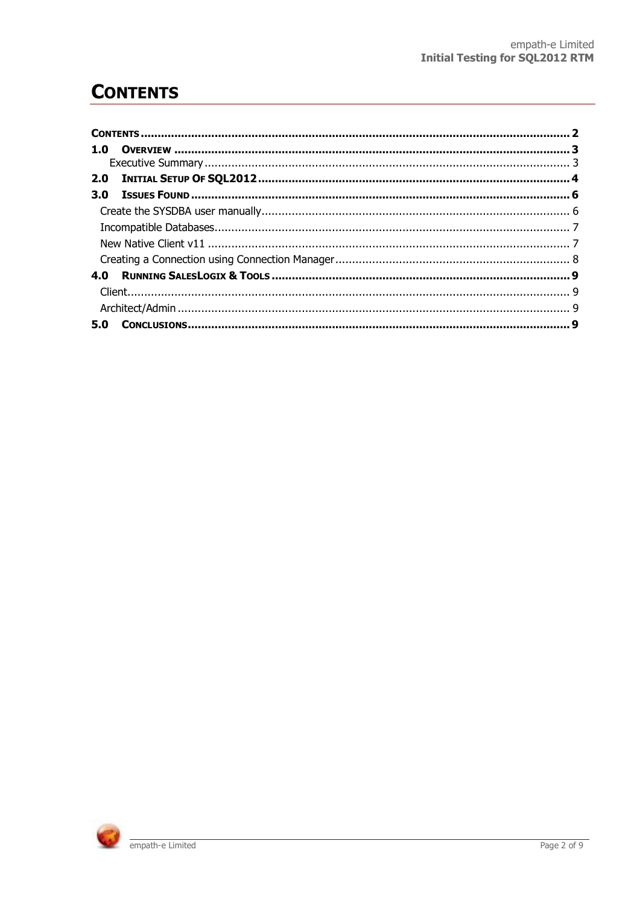# CONTENTS

CONTENTS ........................................................................................................................... 2

1.0 OVERVIEW ................................................................................................................... 3

Executive Summary ......................................................................................................... 3

2.0 INITIAL SETUP OF SQL2012 ......................................................................................... 4

3.0 ISSUES FOUND ............................................................................................................. 6

Create the SYSDBA user manually ........................................................................................ 6

Incompatible Databases ...................................................................................................... 7

New Native Client v11 ........................................................................................................ 7

Creating a Connection using Connection Manager ................................................................... 8

4.0 RUNNING SALESLOGIX & TOOLS ................................................................................... 9

Client ................................................................................................................................ 9

Architect/Admin .................................................................................................................. 9

5.0 CONCLUSIONS ............................................................................................................... 9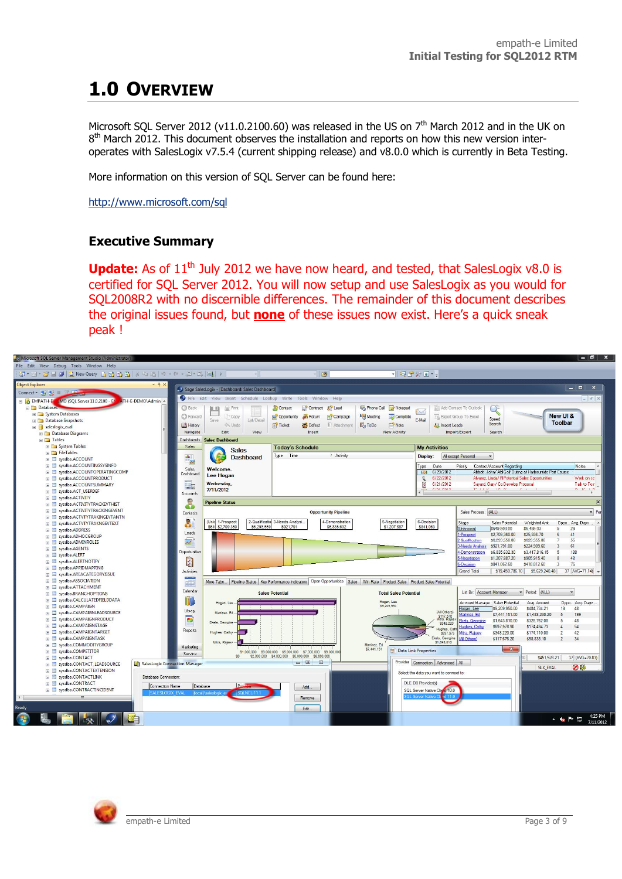# 1.0 OVERVIEW

Microsoft SQL Server 2012 (v11.0.2100.60) was released in the US on 7th March 2012 and in the UK on 8th March 2012. This document observes the installation and reports on how this new version inter-operates with SalesLogix v7.5.4 (current shipping release) and v8.0.0 which is currently in Beta Testing.

More information on this version of SQL Server can be found here:

http://www.microsoft.com/sql

## Executive Summary

**Update:** As of 11th July 2012 we have now heard, and tested, that SalesLogix v8.0 is certified for SQL Server 2012. You will now setup and use SalesLogix as you would for SQL2008R2 with no discernible differences. The remainder of this document describes the original issues found, but **none** of these issues now exist. Here's a quick sneak peak !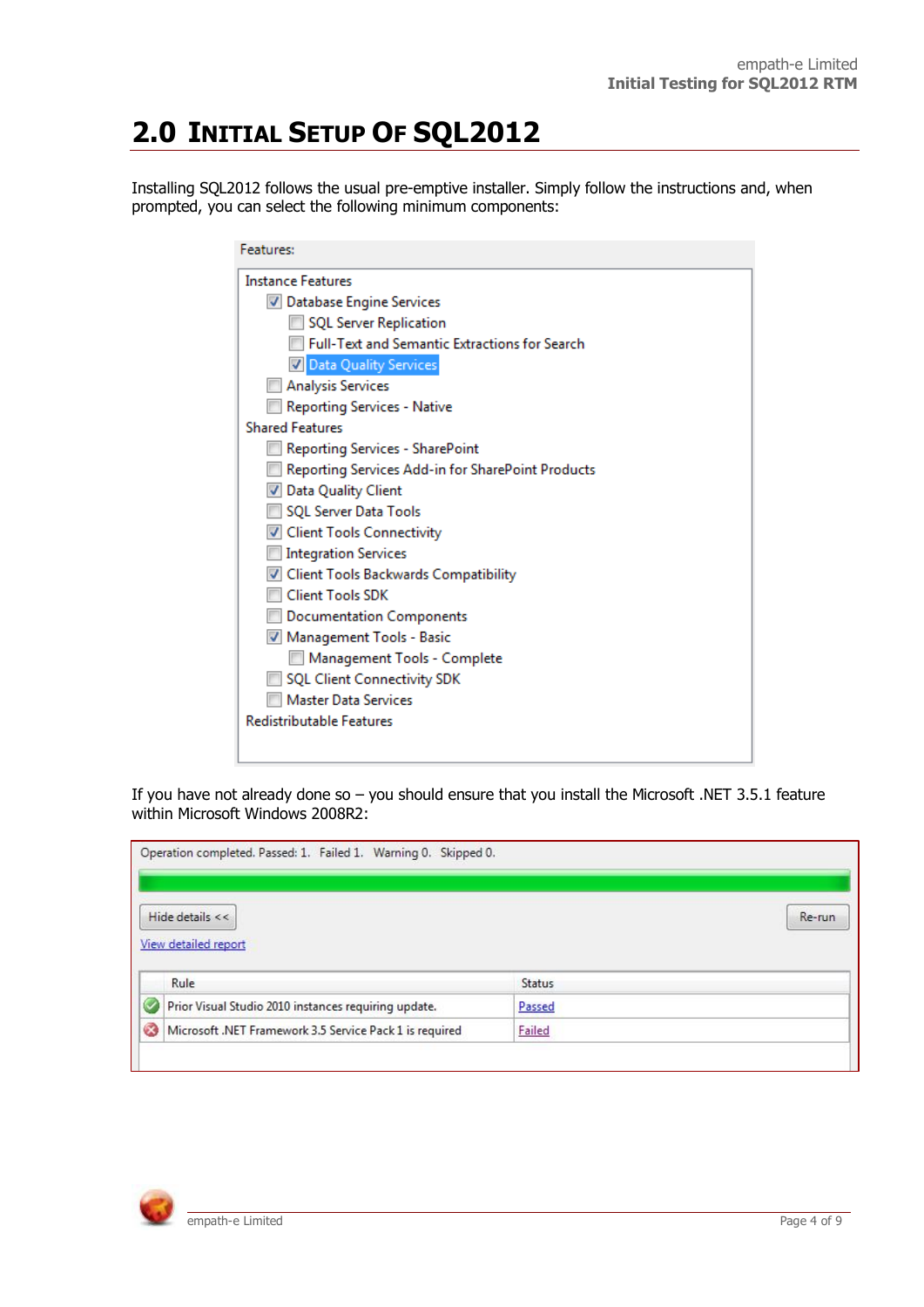## 2.0 Initial Setup Of SQL2012

Installing SQL2012 follows the usual pre-emptive installer. Simply follow the instructions and, when prompted, you can select the following minimum components:

Features:

- Instance Features
  - [x] Database Engine Services
    - [ ] SQL Server Replication
    - [ ] Full-Text and Semantic Extractions for Search
    - [x] Data Quality Services
  - [ ] Analysis Services
  - [ ] Reporting Services - Native
- Shared Features
  - [ ] Reporting Services - SharePoint
  - [ ] Reporting Services Add-in for SharePoint Products
  - [x] Data Quality Client
  - [ ] SQL Server Data Tools
  - [x] Client Tools Connectivity
  - [ ] Integration Services
  - [x] Client Tools Backwards Compatibility
  - [ ] Client Tools SDK
  - [ ] Documentation Components
  - [x] Management Tools - Basic
    - [ ] Management Tools - Complete
  - [ ] SQL Client Connectivity SDK
  - [ ] Master Data Services
- Redistributable Features

If you have not already done so – you should ensure that you install the Microsoft .NET 3.5.1 feature within Microsoft Windows 2008R2:

Operation completed. Passed: 1. Failed 1. Warning 0. Skipped 0.

Hide details <<    Re-run

View detailed report

| Rule | Status |
|---|---|
| Prior Visual Studio 2010 instances requiring update. | Passed |
| Microsoft .NET Framework 3.5 Service Pack 1 is required | Failed |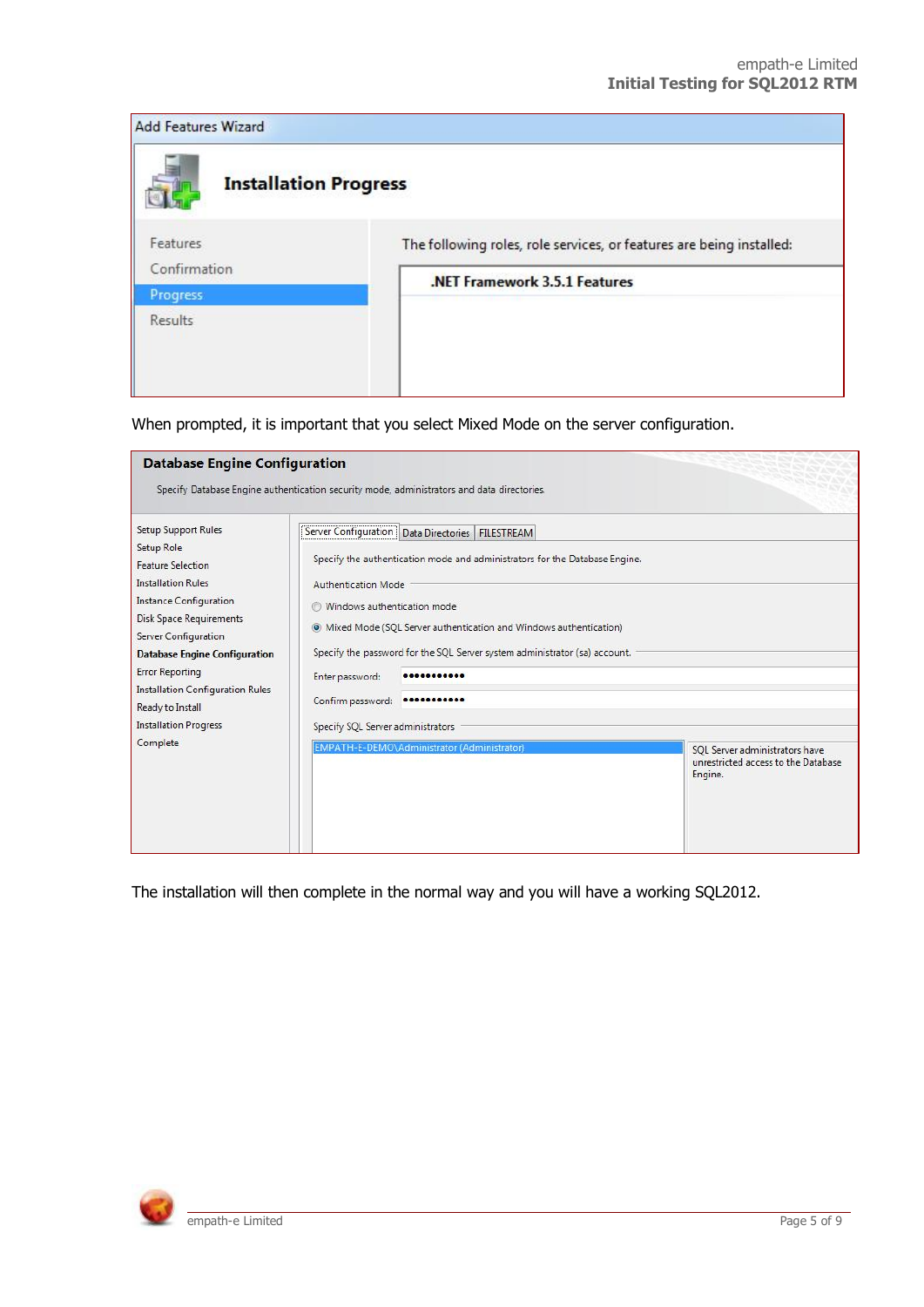When prompted, it is important that you select Mixed Mode on the server configuration.

The installation will then complete in the normal way and you will have a working SQL2012.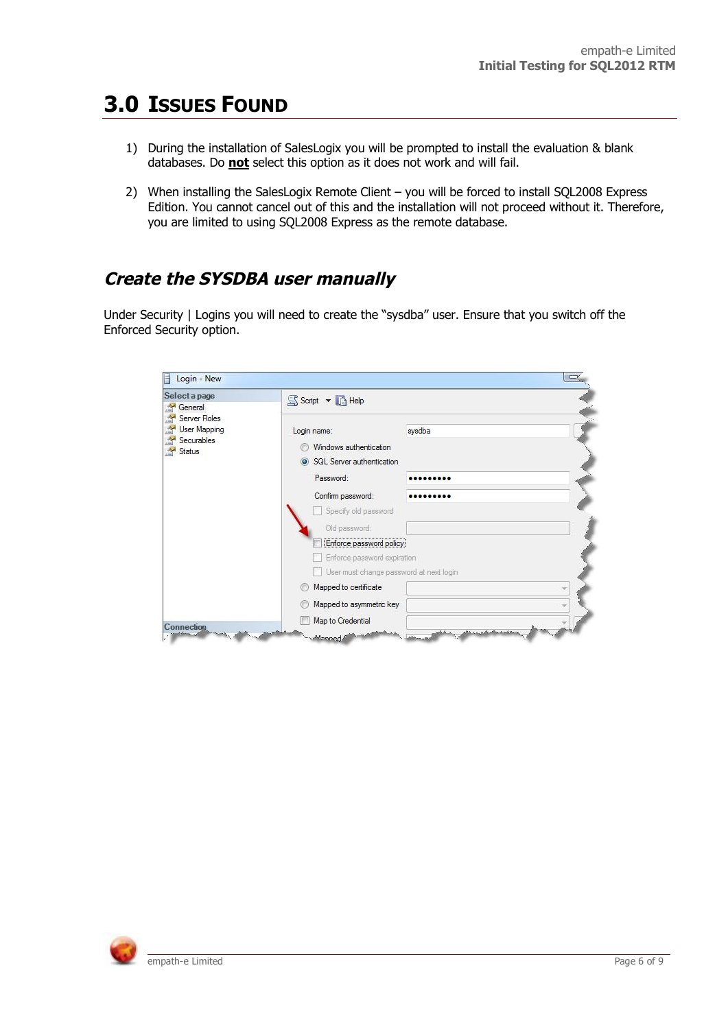# 3.0 Issues Found

1) During the installation of SalesLogix you will be prompted to install the evaluation & blank databases. Do **not** select this option as it does not work and will fail.

2) When installing the SalesLogix Remote Client – you will be forced to install SQL2008 Express Edition. You cannot cancel out of this and the installation will not proceed without it. Therefore, you are limited to using SQL2008 Express as the remote database.

## *Create the SYSDBA user manually*

Under Security | Logins you will need to create the "sysdba" user. Ensure that you switch off the Enforced Security option.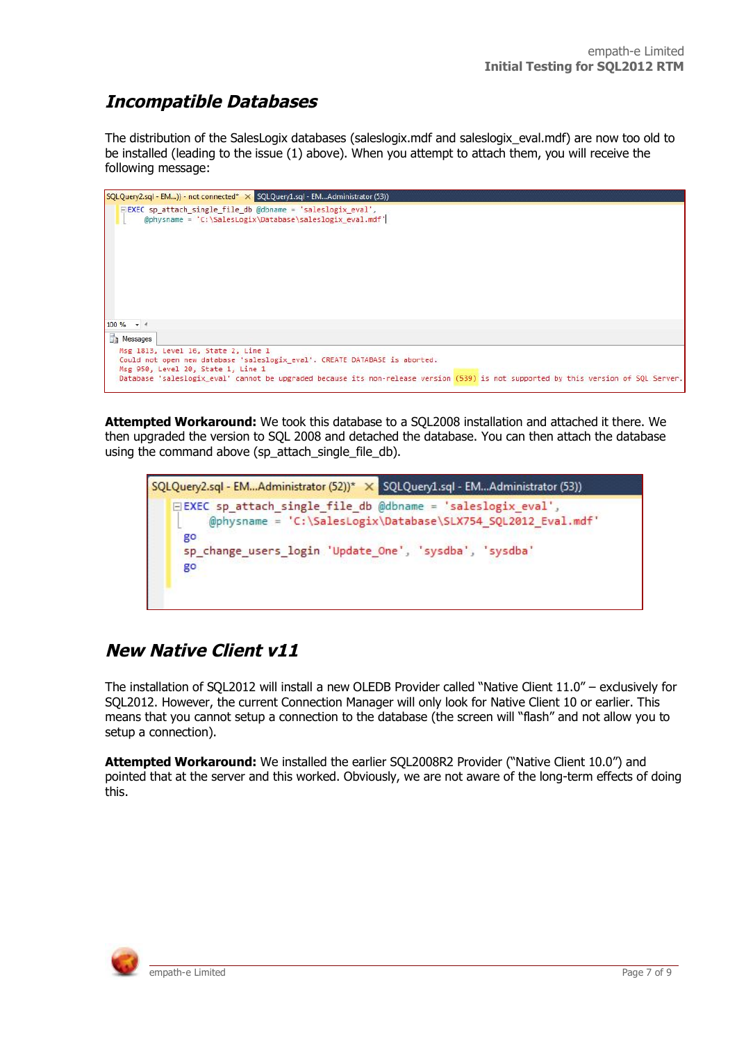## Incompatible Databases

The distribution of the SalesLogix databases (saleslogix.mdf and saleslogix_eval.mdf) are now too old to be installed (leading to the issue (1) above). When you attempt to attach them, you will receive the following message:

```
EXEC sp_attach_single_file_db @dbname = 'saleslogix_eval',
    @physname = 'C:\SalesLogix\Database\saleslogix_eval.mdf'
```

```
Msg 1813, Level 16, State 2, Line 1
Could not open new database 'saleslogix_eval'. CREATE DATABASE is aborted.
Msg 950, Level 20, State 1, Line 1
Database 'saleslogix_eval' cannot be upgraded because its non-release version (539) is not supported by this version of SQL Server.
```

**Attempted Workaround:** We took this database to a SQL2008 installation and attached it there. We then upgraded the version to SQL 2008 and detached the database. You can then attach the database using the command above (sp_attach_single_file_db).

```
EXEC sp_attach_single_file_db @dbname = 'saleslogix_eval',
    @physname = 'C:\SalesLogix\Database\SLX754_SQL2012_Eval.mdf'
go
sp_change_users_login 'Update_One', 'sysdba', 'sysdba'
go
```

## New Native Client v11

The installation of SQL2012 will install a new OLEDB Provider called "Native Client 11.0" – exclusively for SQL2012. However, the current Connection Manager will only look for Native Client 10 or earlier. This means that you cannot setup a connection to the database (the screen will "flash" and not allow you to setup a connection).

**Attempted Workaround:** We installed the earlier SQL2008R2 Provider ("Native Client 10.0") and pointed that at the server and this worked. Obviously, we are not aware of the long-term effects of doing this.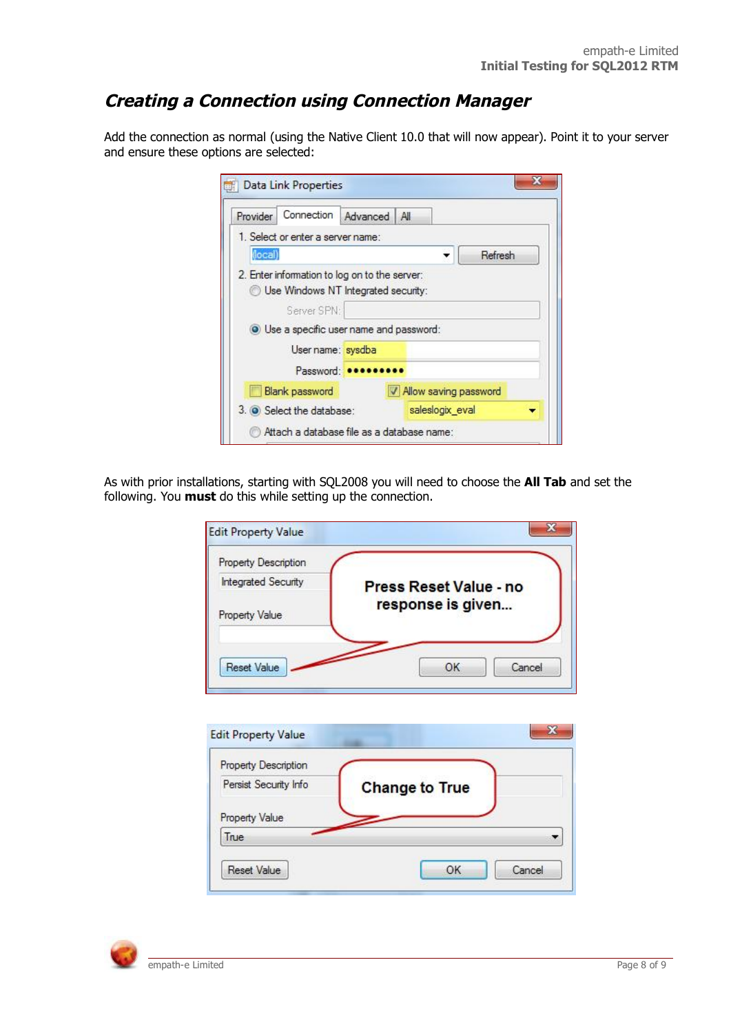## *Creating a Connection using Connection Manager*

Add the connection as normal (using the Native Client 10.0 that will now appear). Point it to your server and ensure these options are selected:

As with prior installations, starting with SQL2008 you will need to choose the **All Tab** and set the following. You **must** do this while setting up the connection.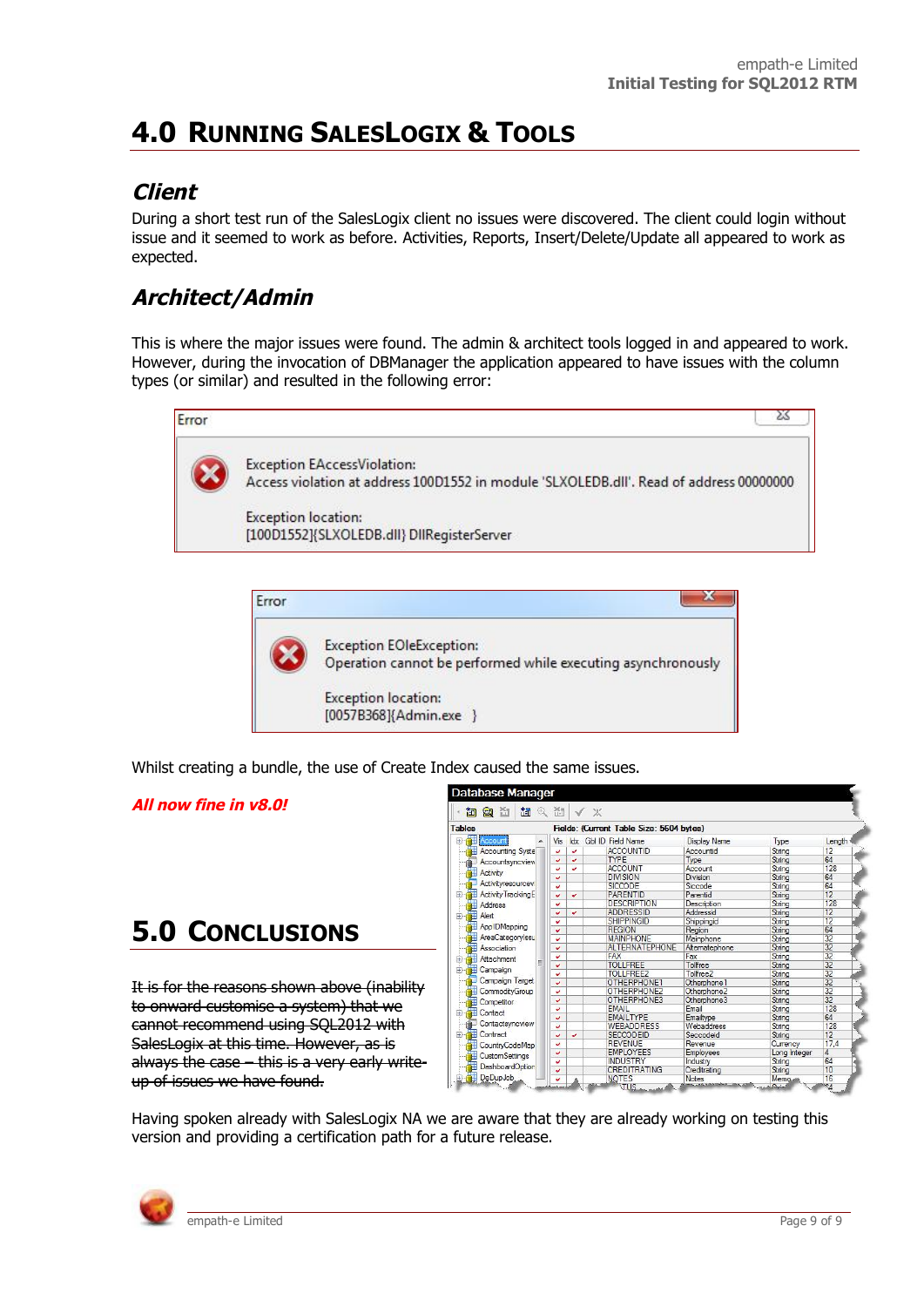# 4.0 Running SalesLogix & Tools

## *Client*

During a short test run of the SalesLogix client no issues were discovered. The client could login without issue and it seemed to work as before. Activities, Reports, Insert/Delete/Update all appeared to work as expected.

## *Architect/Admin*

This is where the major issues were found. The admin & architect tools logged in and appeared to work. However, during the invocation of DBManager the application appeared to have issues with the column types (or similar) and resulted in the following error:

Error

Exception EAccessViolation:
Access violation at address 100D1552 in module 'SLXOLEDB.dll'. Read of address 00000000

Exception location:
[100D1552]{SLXOLEDB.dll} DllRegisterServer

Error

Exception EOleException:
Operation cannot be performed while executing asynchronously

Exception location:
[0057B368]{Admin.exe }

Whilst creating a bundle, the use of Create Index caused the same issues.

***All now fine in v8.0!***

# 5.0 Conclusions

~~It is for the reasons shown above (inability to onward customise a system) that we cannot recommend using SQL2012 with SalesLogix at this time. However, as is always the case – this is a very early write-up of issues we have found.~~

Having spoken already with SalesLogix NA we are aware that they are already working on testing this version and providing a certification path for a future release.